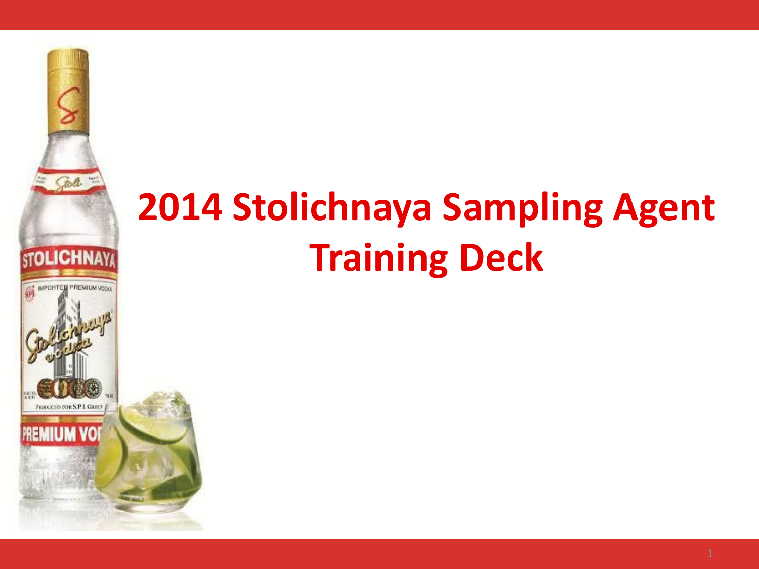# 2014 Stolichnaya Sampling Agent Training Deck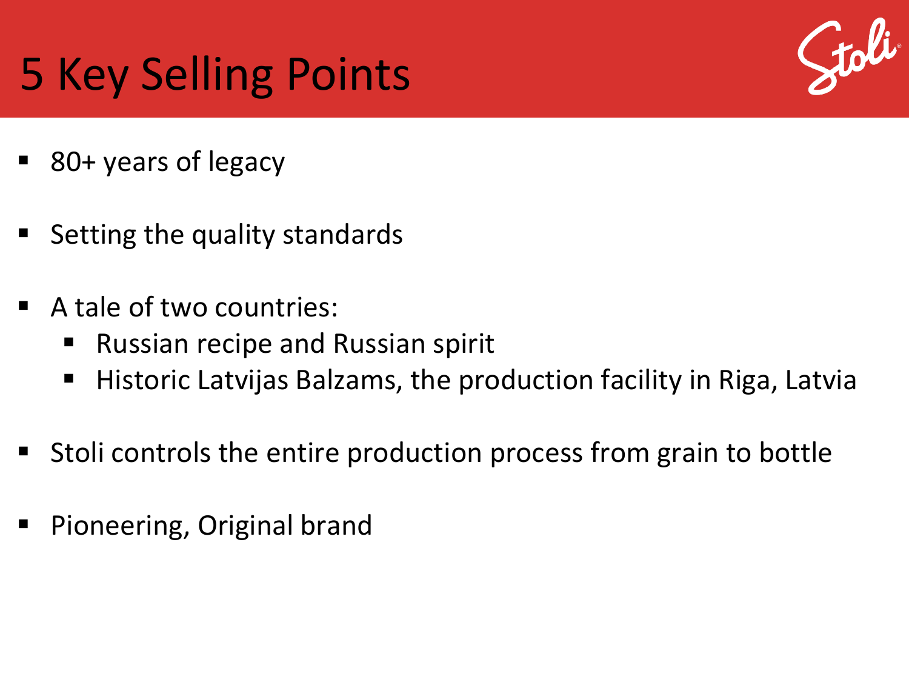# 5 Key Selling Points

- 80+ years of legacy
- Setting the quality standards
- A tale of two countries:
  - Russian recipe and Russian spirit
  - Historic Latvijas Balzams, the production facility in Riga, Latvia
- Stoli controls the entire production process from grain to bottle
- Pioneering, Original brand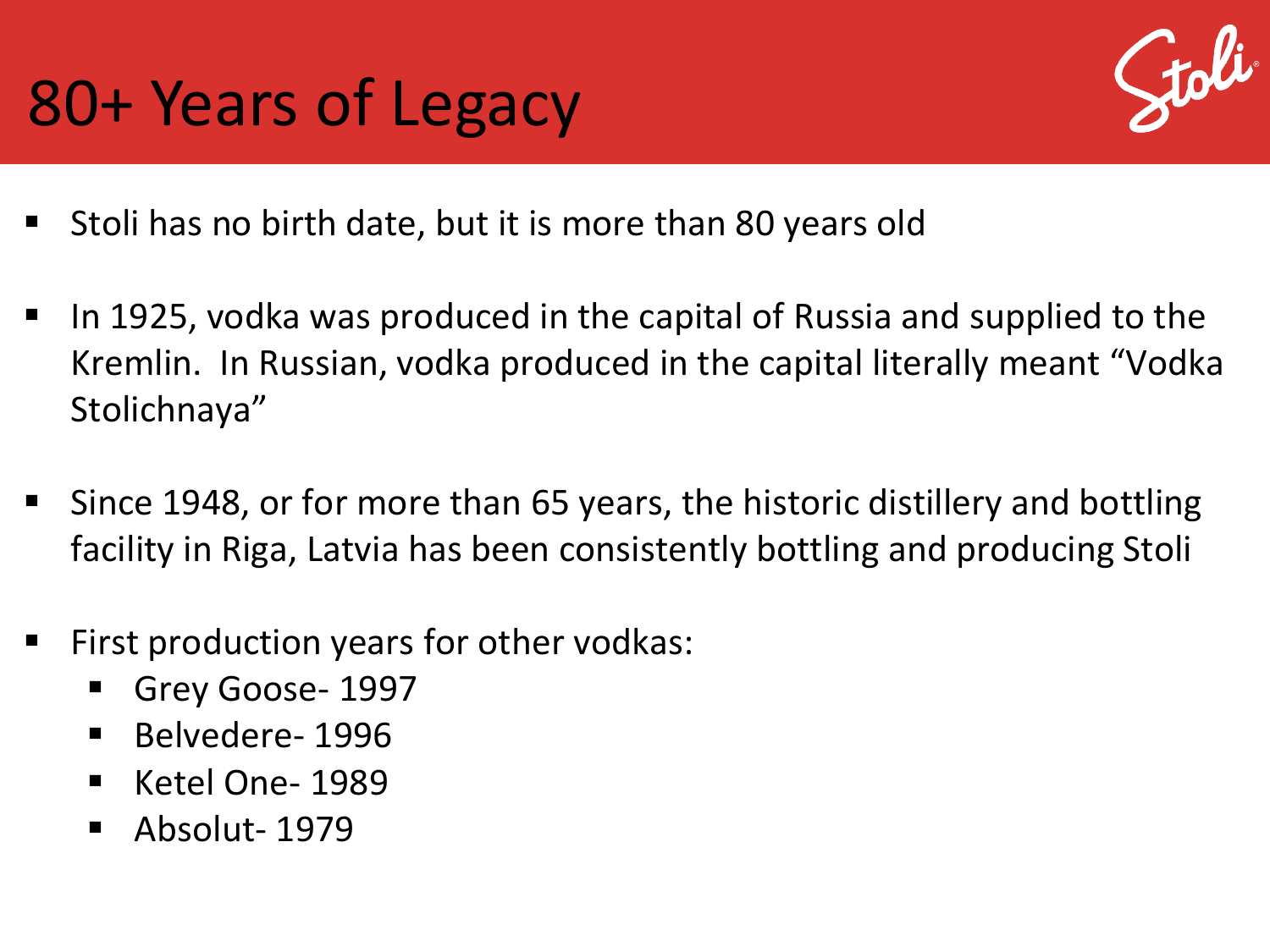# 80+ Years of Legacy

- Stoli has no birth date, but it is more than 80 years old
- In 1925, vodka was produced in the capital of Russia and supplied to the Kremlin. In Russian, vodka produced in the capital literally meant "Vodka Stolichnaya"
- Since 1948, or for more than 65 years, the historic distillery and bottling facility in Riga, Latvia has been consistently bottling and producing Stoli
- First production years for other vodkas:
  - Grey Goose- 1997
  - Belvedere- 1996
  - Ketel One- 1989
  - Absolut- 1979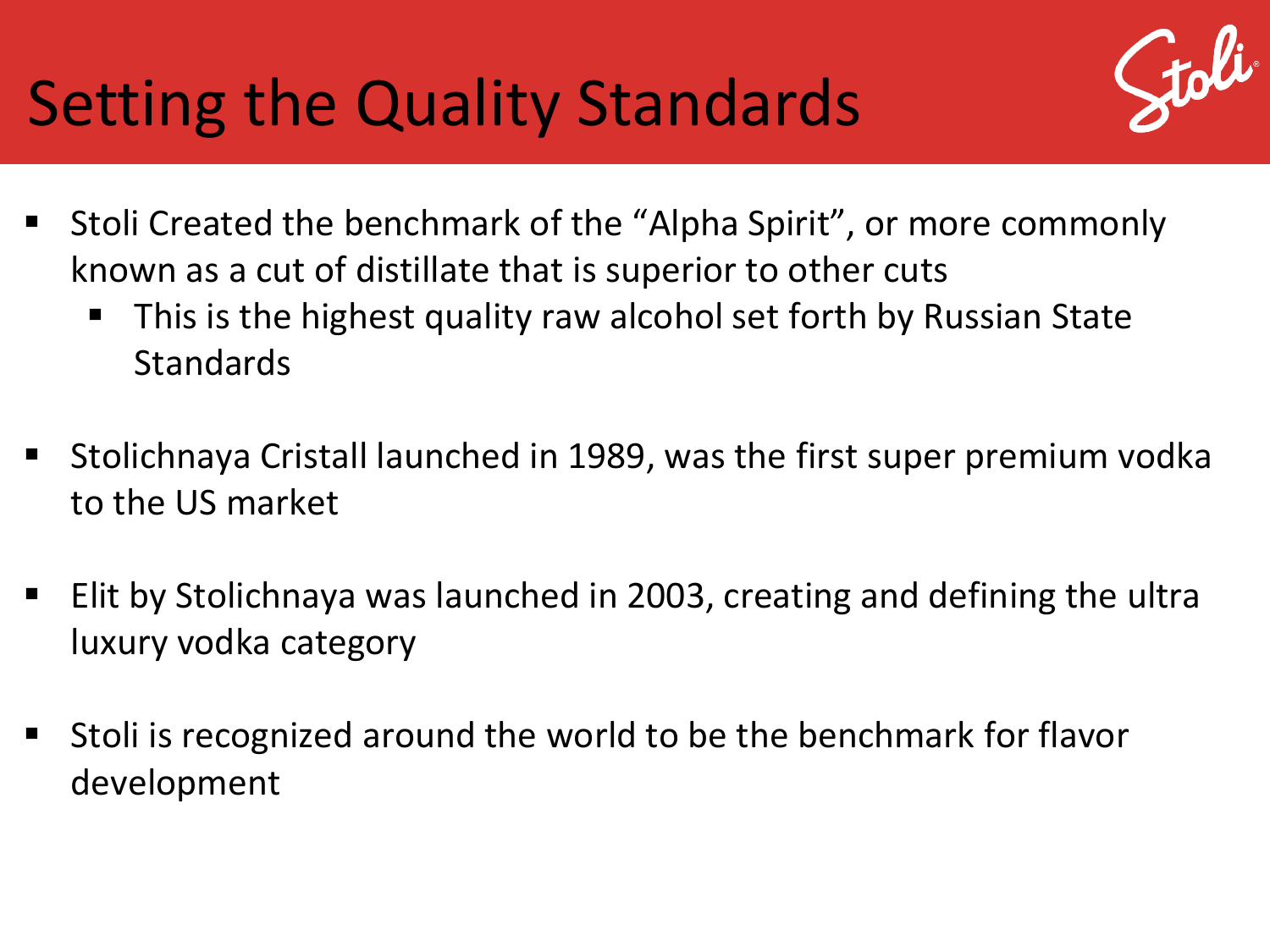# Setting the Quality Standards

- Stoli Created the benchmark of the “Alpha Spirit”, or more commonly known as a cut of distillate that is superior to other cuts
  - This is the highest quality raw alcohol set forth by Russian State Standards
- Stolichnaya Cristall launched in 1989, was the first super premium vodka to the US market
- Elit by Stolichnaya was launched in 2003, creating and defining the ultra luxury vodka category
- Stoli is recognized around the world to be the benchmark for flavor development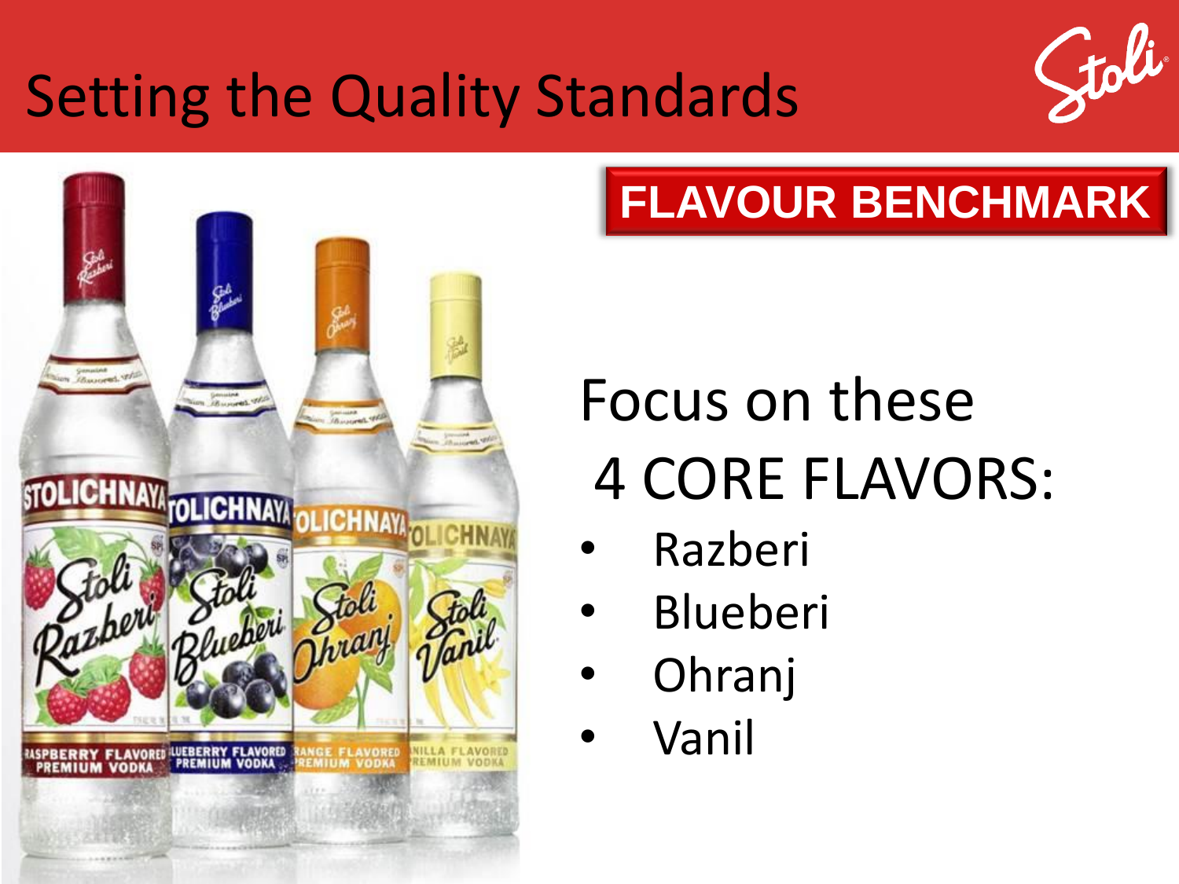# Setting the Quality Standards

**FLAVOUR BENCHMARK**

Focus on these
4 CORE FLAVORS:

- Razberi
- Blueberi
- Ohranj
- Vanil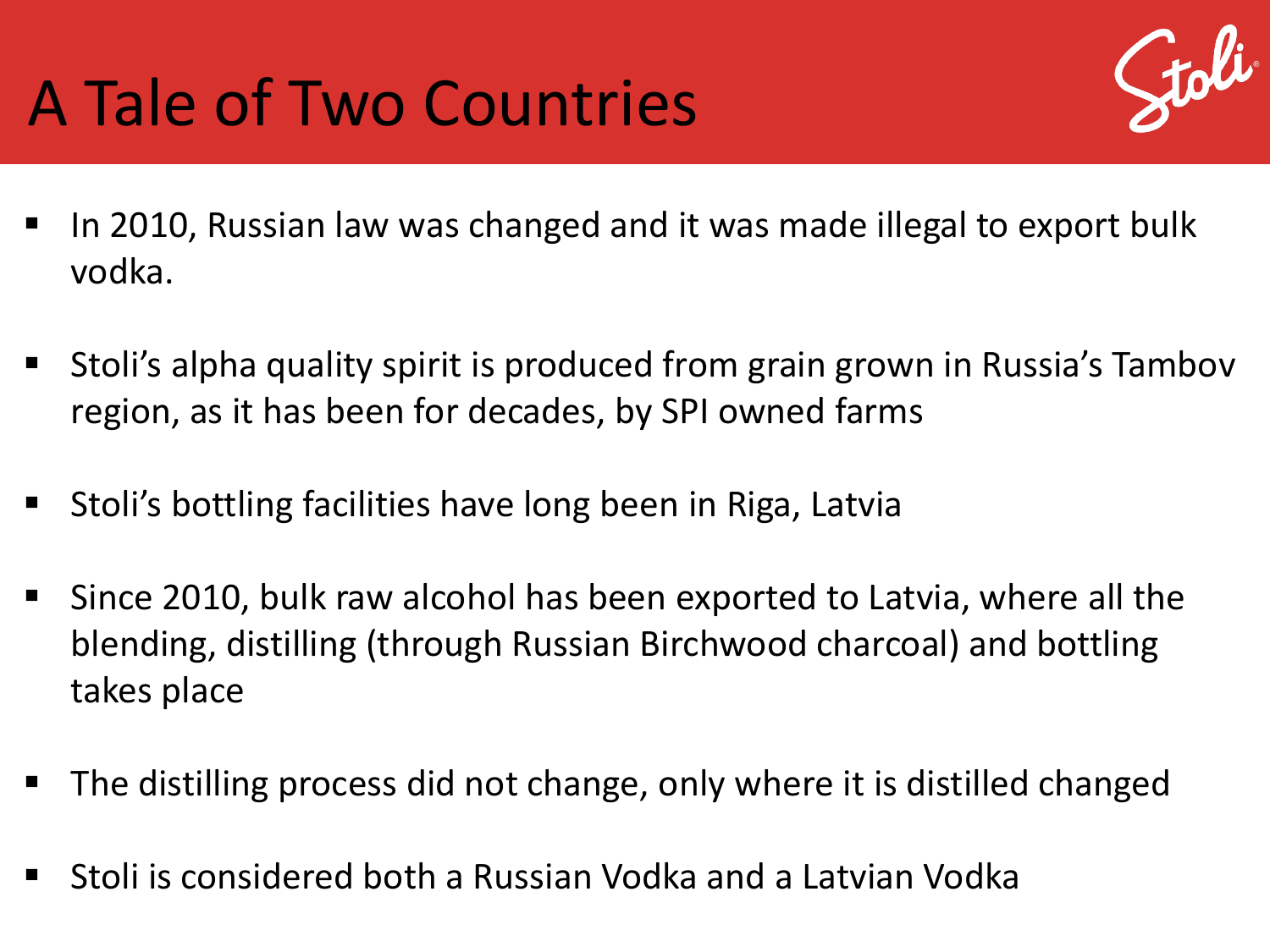# A Tale of Two Countries

- In 2010, Russian law was changed and it was made illegal to export bulk vodka.
- Stoli's alpha quality spirit is produced from grain grown in Russia's Tambov region, as it has been for decades, by SPI owned farms
- Stoli's bottling facilities have long been in Riga, Latvia
- Since 2010, bulk raw alcohol has been exported to Latvia, where all the blending, distilling (through Russian Birchwood charcoal) and bottling takes place
- The distilling process did not change, only where it is distilled changed
- Stoli is considered both a Russian Vodka and a Latvian Vodka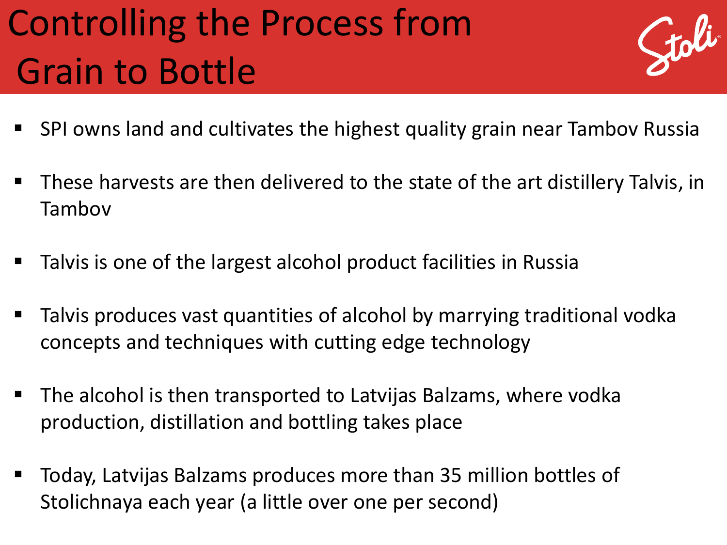# Controlling the Process from Grain to Bottle

- SPI owns land and cultivates the highest quality grain near Tambov Russia
- These harvests are then delivered to the state of the art distillery Talvis, in Tambov
- Talvis is one of the largest alcohol product facilities in Russia
- Talvis produces vast quantities of alcohol by marrying traditional vodka concepts and techniques with cutting edge technology
- The alcohol is then transported to Latvijas Balzams, where vodka production, distillation and bottling takes place
- Today, Latvijas Balzams produces more than 35 million bottles of Stolichnaya each year (a little over one per second)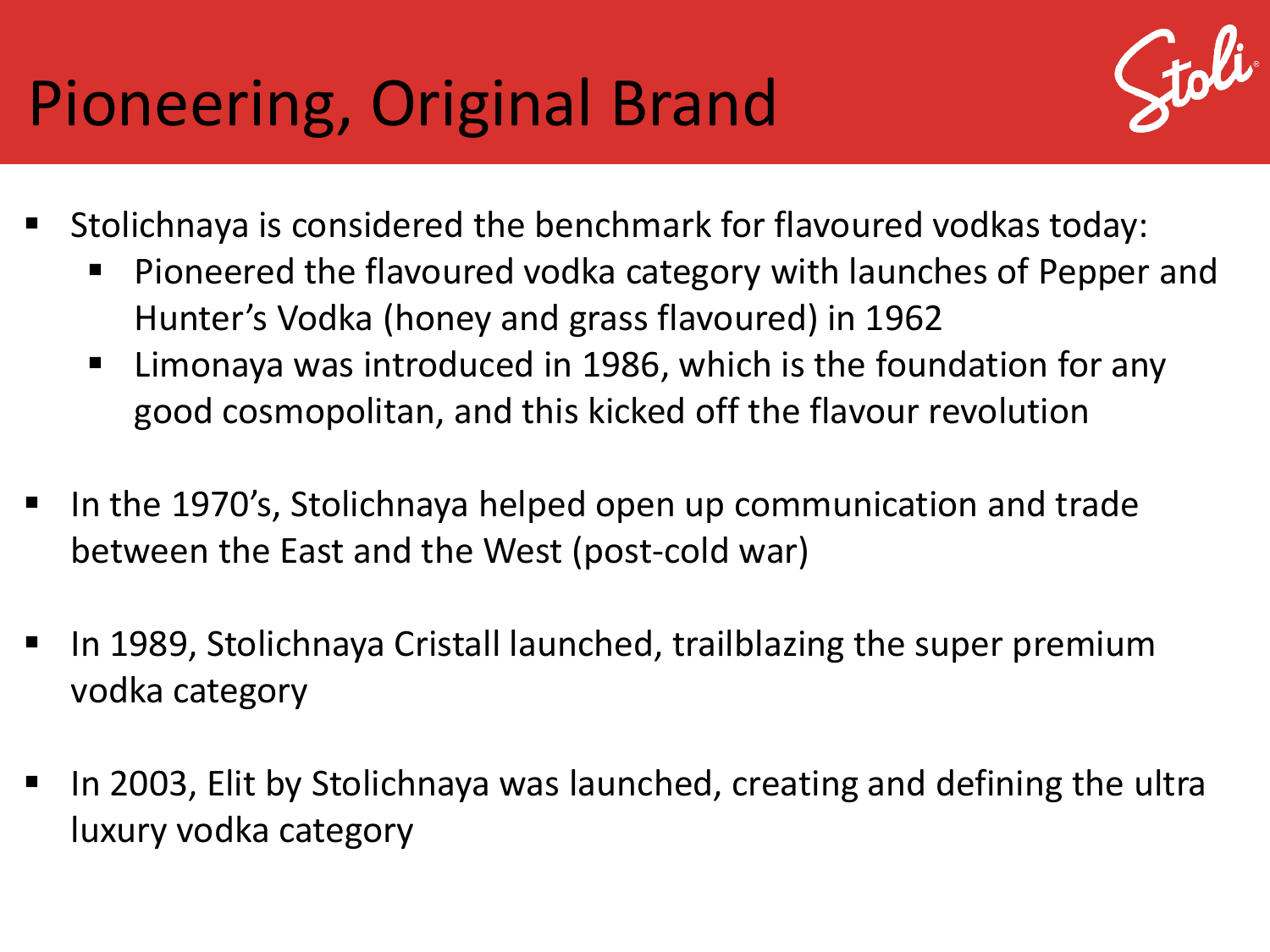# Pioneering, Original Brand

- Stolichnaya is considered the benchmark for flavoured vodkas today:
  - Pioneered the flavoured vodka category with launches of Pepper and Hunter's Vodka (honey and grass flavoured) in 1962
  - Limonaya was introduced in 1986, which is the foundation for any good cosmopolitan, and this kicked off the flavour revolution

- In the 1970's, Stolichnaya helped open up communication and trade between the East and the West (post-cold war)

- In 1989, Stolichnaya Cristall launched, trailblazing the super premium vodka category

- In 2003, Elit by Stolichnaya was launched, creating and defining the ultra luxury vodka category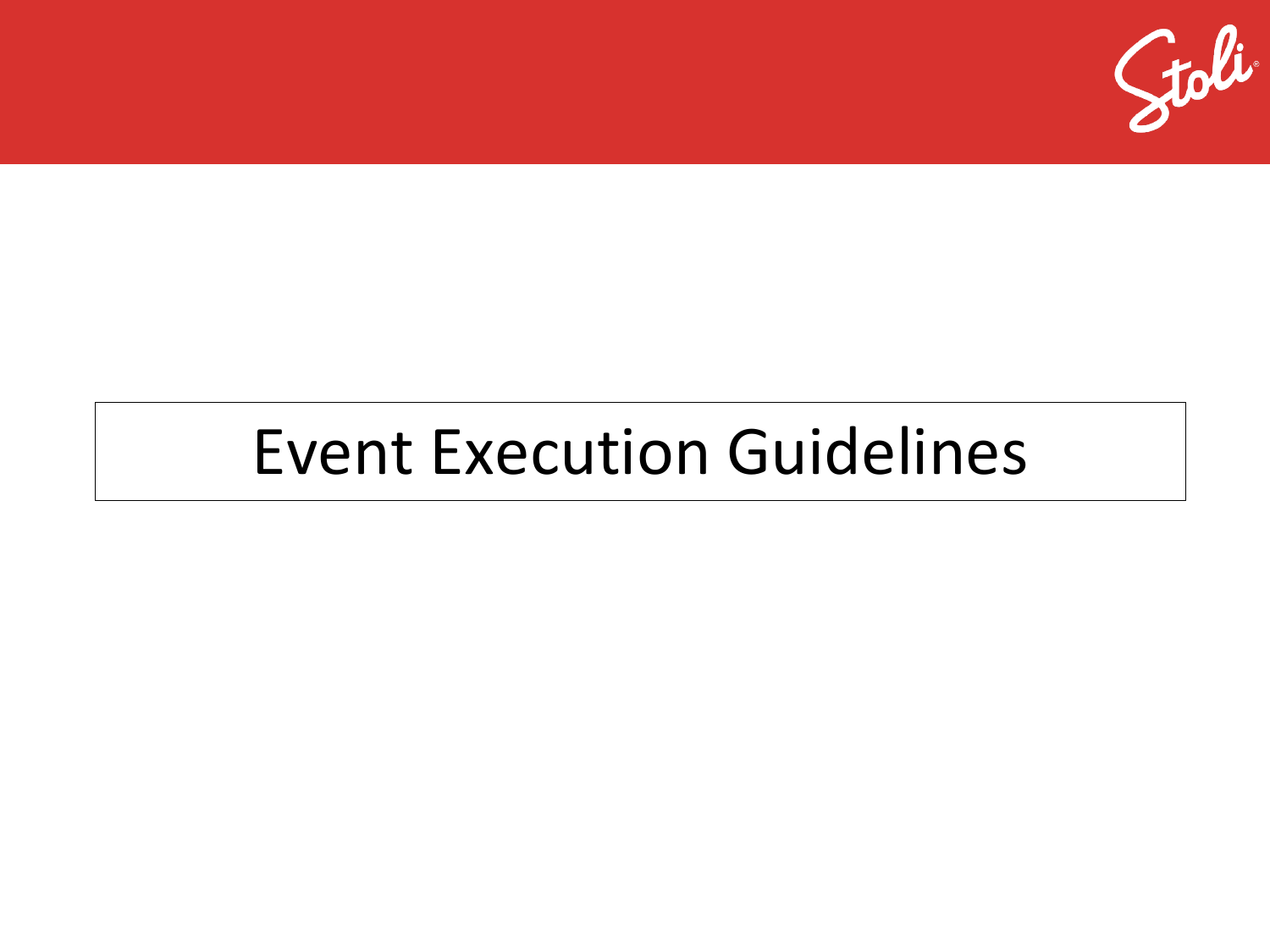# Event Execution Guidelines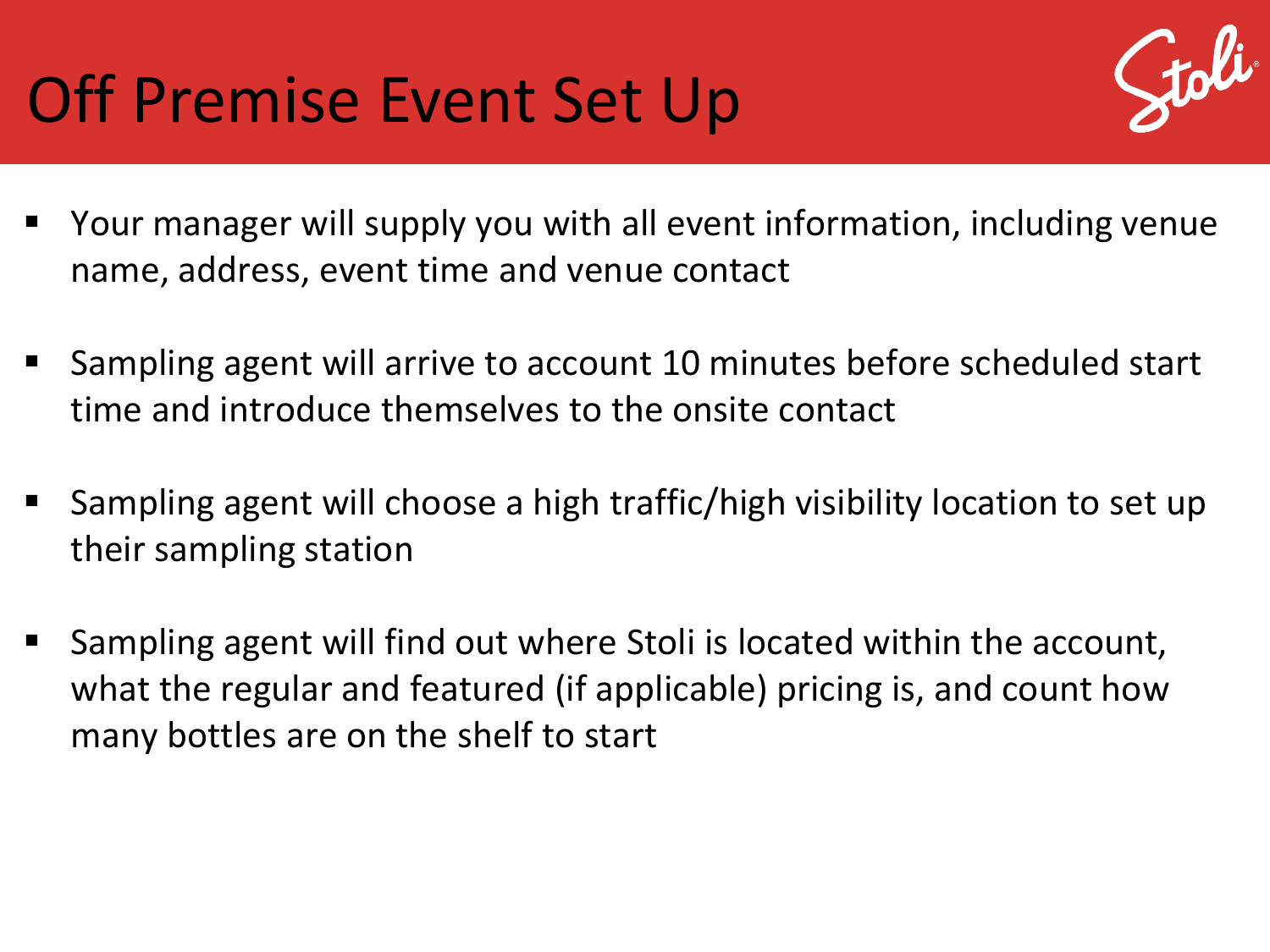# Off Premise Event Set Up

- Your manager will supply you with all event information, including venue name, address, event time and venue contact
- Sampling agent will arrive to account 10 minutes before scheduled start time and introduce themselves to the onsite contact
- Sampling agent will choose a high traffic/high visibility location to set up their sampling station
- Sampling agent will find out where Stoli is located within the account, what the regular and featured (if applicable) pricing is, and count how many bottles are on the shelf to start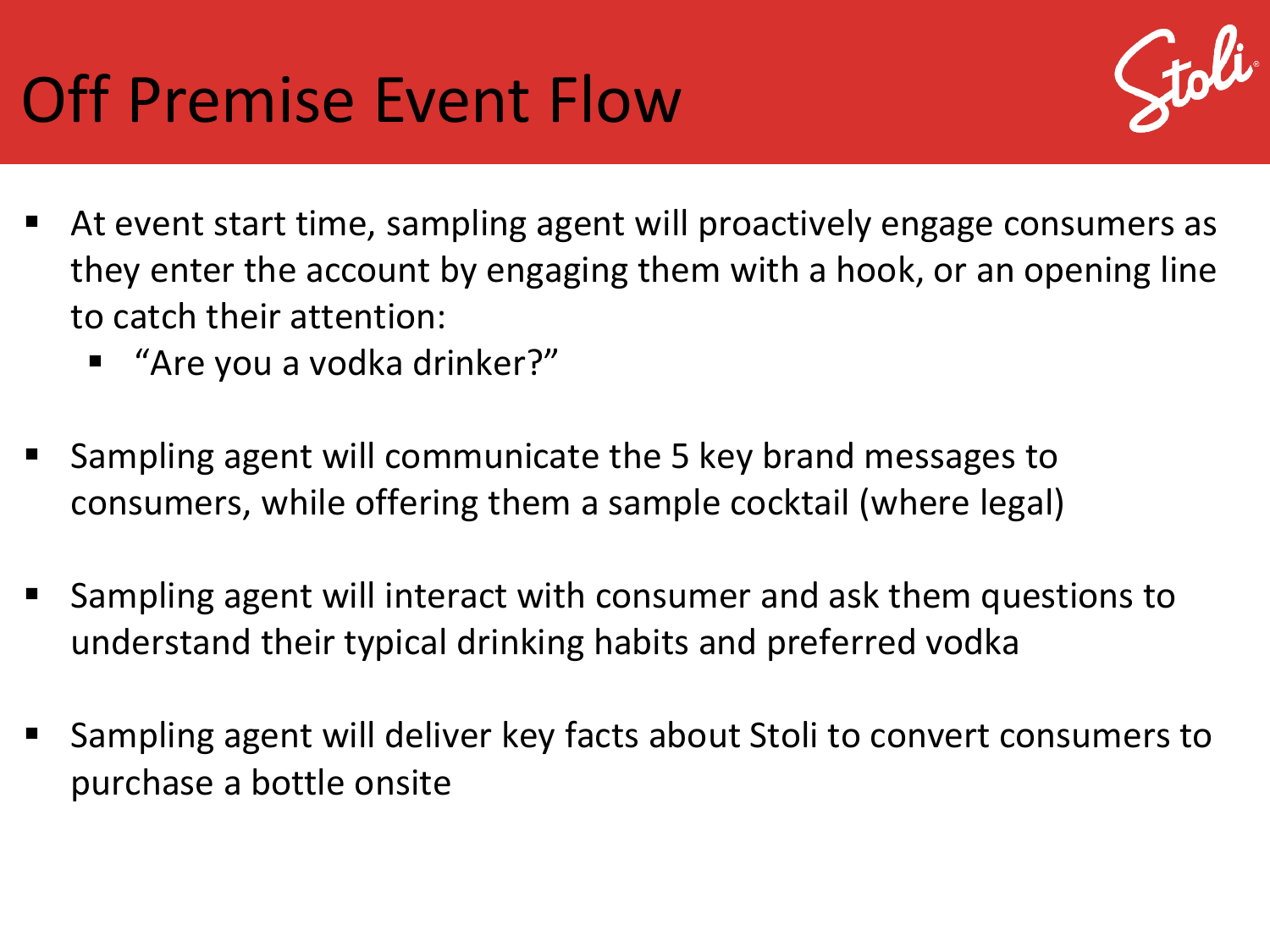# Off Premise Event Flow

- At event start time, sampling agent will proactively engage consumers as they enter the account by engaging them with a hook, or an opening line to catch their attention:
  - "Are you a vodka drinker?"

- Sampling agent will communicate the 5 key brand messages to consumers, while offering them a sample cocktail (where legal)

- Sampling agent will interact with consumer and ask them questions to understand their typical drinking habits and preferred vodka

- Sampling agent will deliver key facts about Stoli to convert consumers to purchase a bottle onsite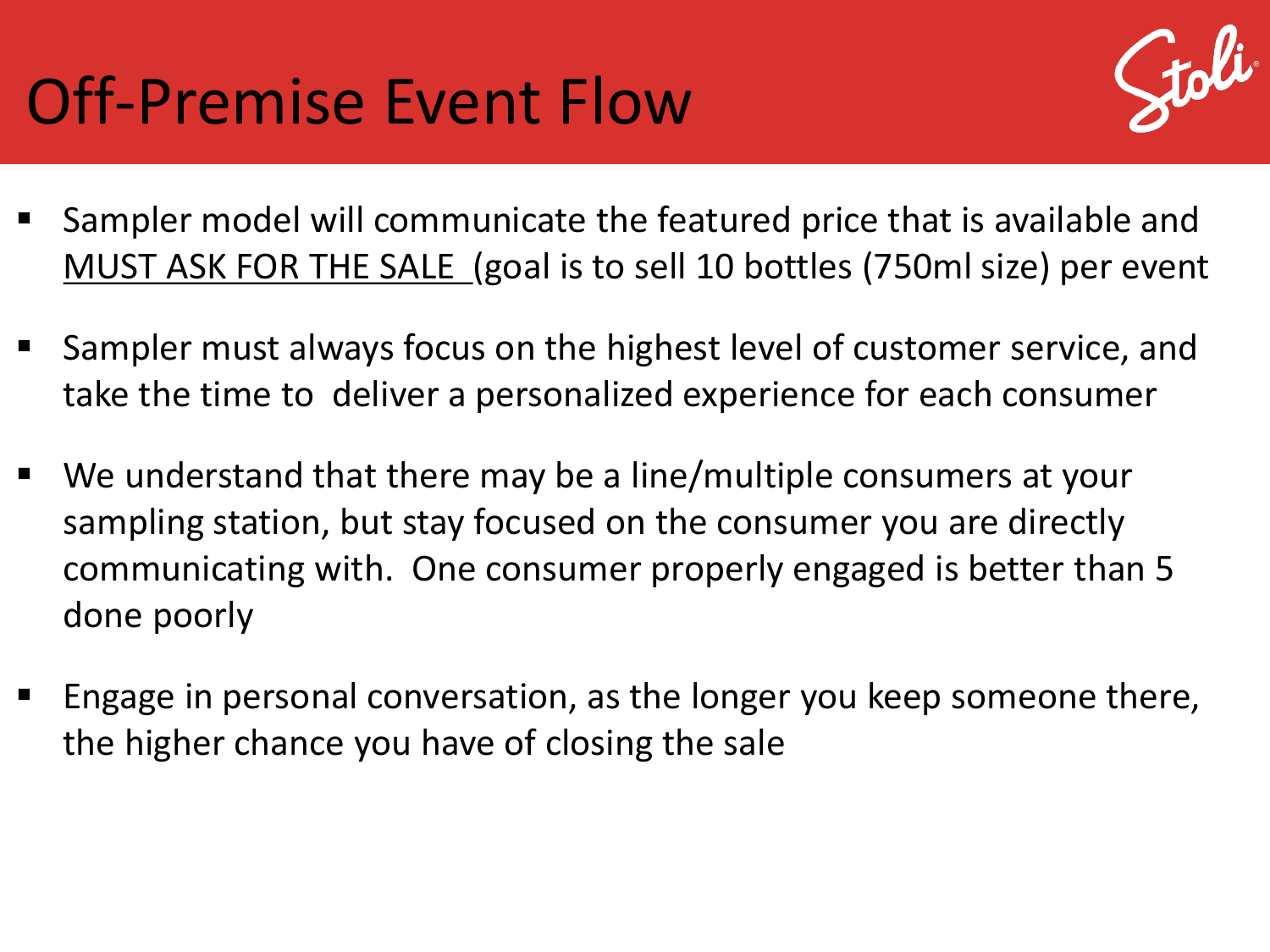# Off-Premise Event Flow

- Sampler model will communicate the featured price that is available and <u>MUST ASK FOR THE SALE</u> (goal is to sell 10 bottles (750ml size) per event
- Sampler must always focus on the highest level of customer service, and take the time to deliver a personalized experience for each consumer
- We understand that there may be a line/multiple consumers at your sampling station, but stay focused on the consumer you are directly communicating with. One consumer properly engaged is better than 5 done poorly
- Engage in personal conversation, as the longer you keep someone there, the higher chance you have of closing the sale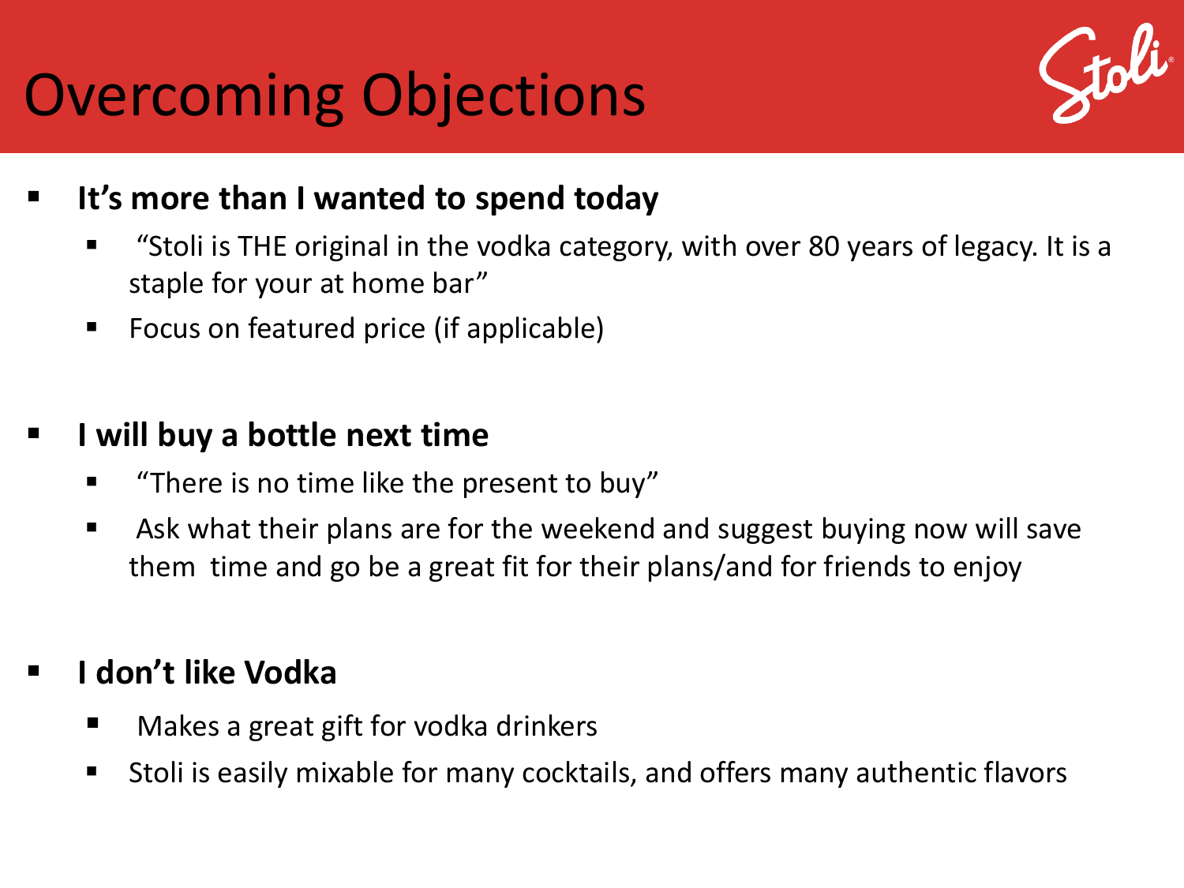# Overcoming Objections

- **It's more than I wanted to spend today**
  - "Stoli is THE original in the vodka category, with over 80 years of legacy. It is a staple for your at home bar"
  - Focus on featured price (if applicable)

- **I will buy a bottle next time**
  - "There is no time like the present to buy"
  - Ask what their plans are for the weekend and suggest buying now will save them time and go be a great fit for their plans/and for friends to enjoy

- **I don't like Vodka**
  - Makes a great gift for vodka drinkers
  - Stoli is easily mixable for many cocktails, and offers many authentic flavors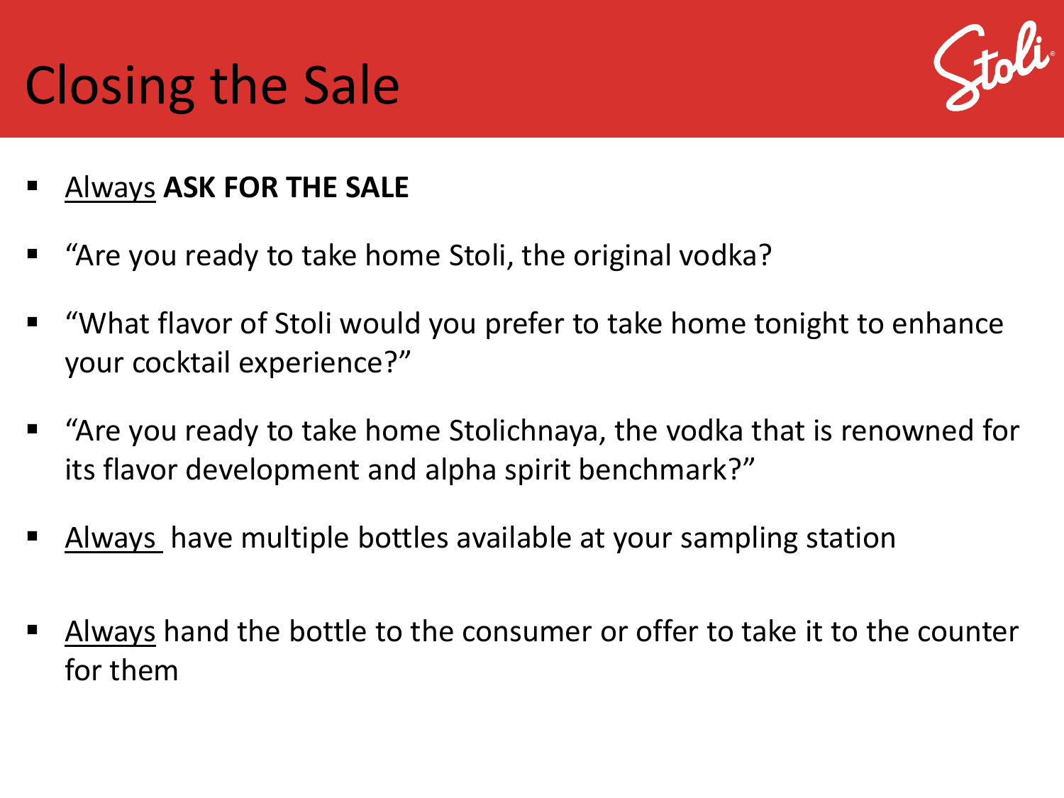# Closing the Sale

- <u>Always</u> **ASK FOR THE SALE**
- "Are you ready to take home Stoli, the original vodka?
- "What flavor of Stoli would you prefer to take home tonight to enhance your cocktail experience?"
- "Are you ready to take home Stolichnaya, the vodka that is renowned for its flavor development and alpha spirit benchmark?"
- <u>Always</u> have multiple bottles available at your sampling station
- <u>Always</u> hand the bottle to the consumer or offer to take it to the counter for them